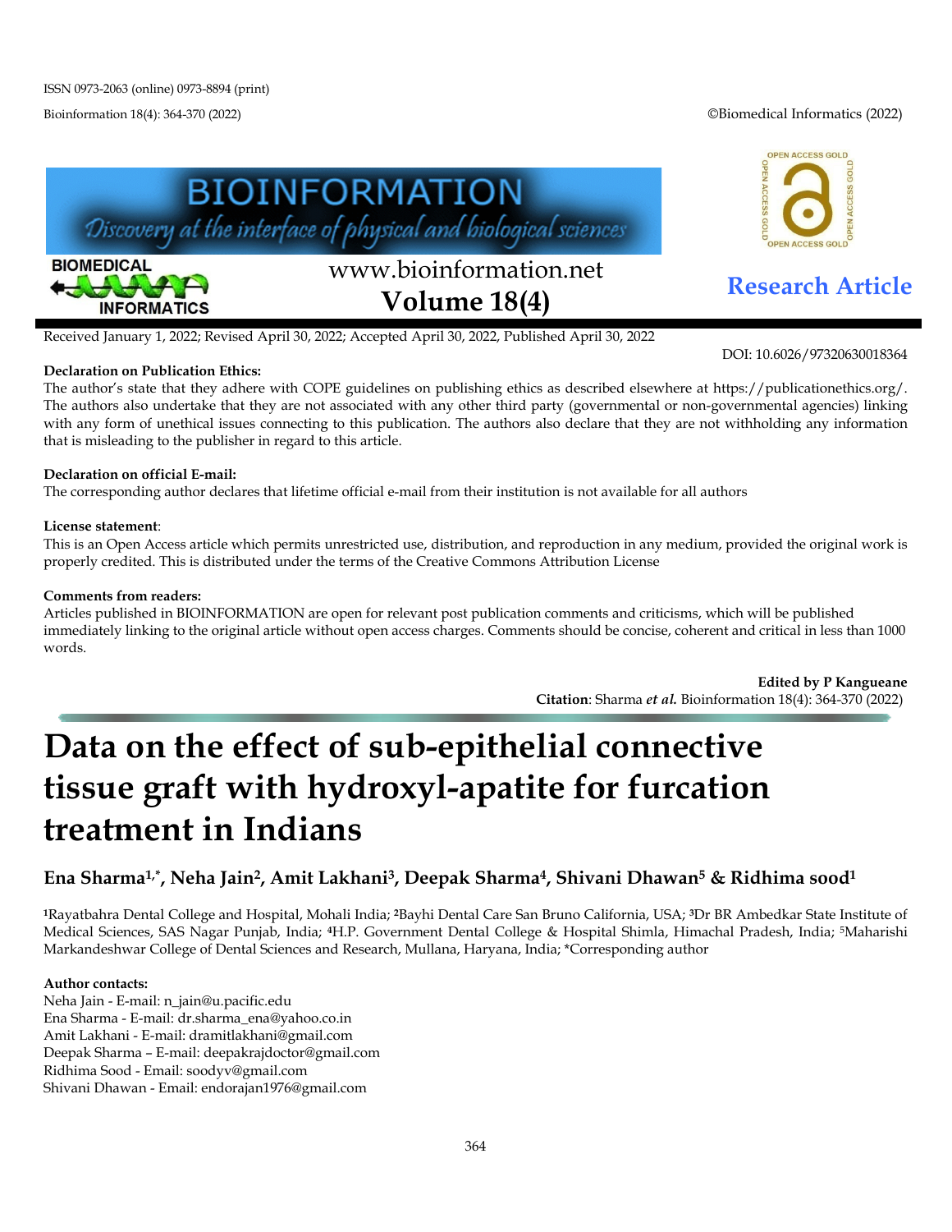ISSN 0973-2063 (online) 0973-8894 (print)

Bioinformation 18(4): 364-370 (2022)

©Biomedical Informatics (2022)

**BIOINFORMATION**
*Discovery at the interface of physical and biological sciences*

www.bioinformation.net
**Volume 18(4)**

**Research Article**

Received January 1, 2022; Revised April 30, 2022; Accepted April 30, 2022, Published April 30, 2022

DOI: 10.6026/97320630018364

**Declaration on Publication Ethics:**
The author's state that they adhere with COPE guidelines on publishing ethics as described elsewhere at https://publicationethics.org/. The authors also undertake that they are not associated with any other third party (governmental or non-governmental agencies) linking with any form of unethical issues connecting to this publication. The authors also declare that they are not withholding any information that is misleading to the publisher in regard to this article.

**Declaration on official E-mail:**
The corresponding author declares that lifetime official e-mail from their institution is not available for all authors

**License statement**:
This is an Open Access article which permits unrestricted use, distribution, and reproduction in any medium, provided the original work is properly credited. This is distributed under the terms of the Creative Commons Attribution License

**Comments from readers:**
Articles published in BIOINFORMATION are open for relevant post publication comments and criticisms, which will be published immediately linking to the original article without open access charges. Comments should be concise, coherent and critical in less than 1000 words.

**Edited by P Kangueane**
**Citation**: Sharma ***et al.*** Bioinformation 18(4): 364-370 (2022)

# Data on the effect of sub-epithelial connective tissue graft with hydroxyl-apatite for furcation treatment in Indians

**Ena Sharma[1,*], Neha Jain[2], Amit Lakhani[3], Deepak Sharma[4], Shivani Dhawan[5] & Ridhima sood[1]**

[1]Rayatbahra Dental College and Hospital, Mohali India; [2]Bayhi Dental Care San Bruno California, USA; [3]Dr BR Ambedkar State Institute of Medical Sciences, SAS Nagar Punjab, India; [4]H.P. Government Dental College & Hospital Shimla, Himachal Pradesh, India; [5]Maharishi Markandeshwar College of Dental Sciences and Research, Mullana, Haryana, India; *Corresponding author

**Author contacts:**
Neha Jain - E-mail: n_jain@u.pacific.edu
Ena Sharma - E-mail: dr.sharma_ena@yahoo.co.in
Amit Lakhani - E-mail: dramitlakhani@gmail.com
Deepak Sharma – E-mail: deepakrajdoctor@gmail.com
Ridhima Sood - Email: soodyv@gmail.com
Shivani Dhawan - Email: endorajan1976@gmail.com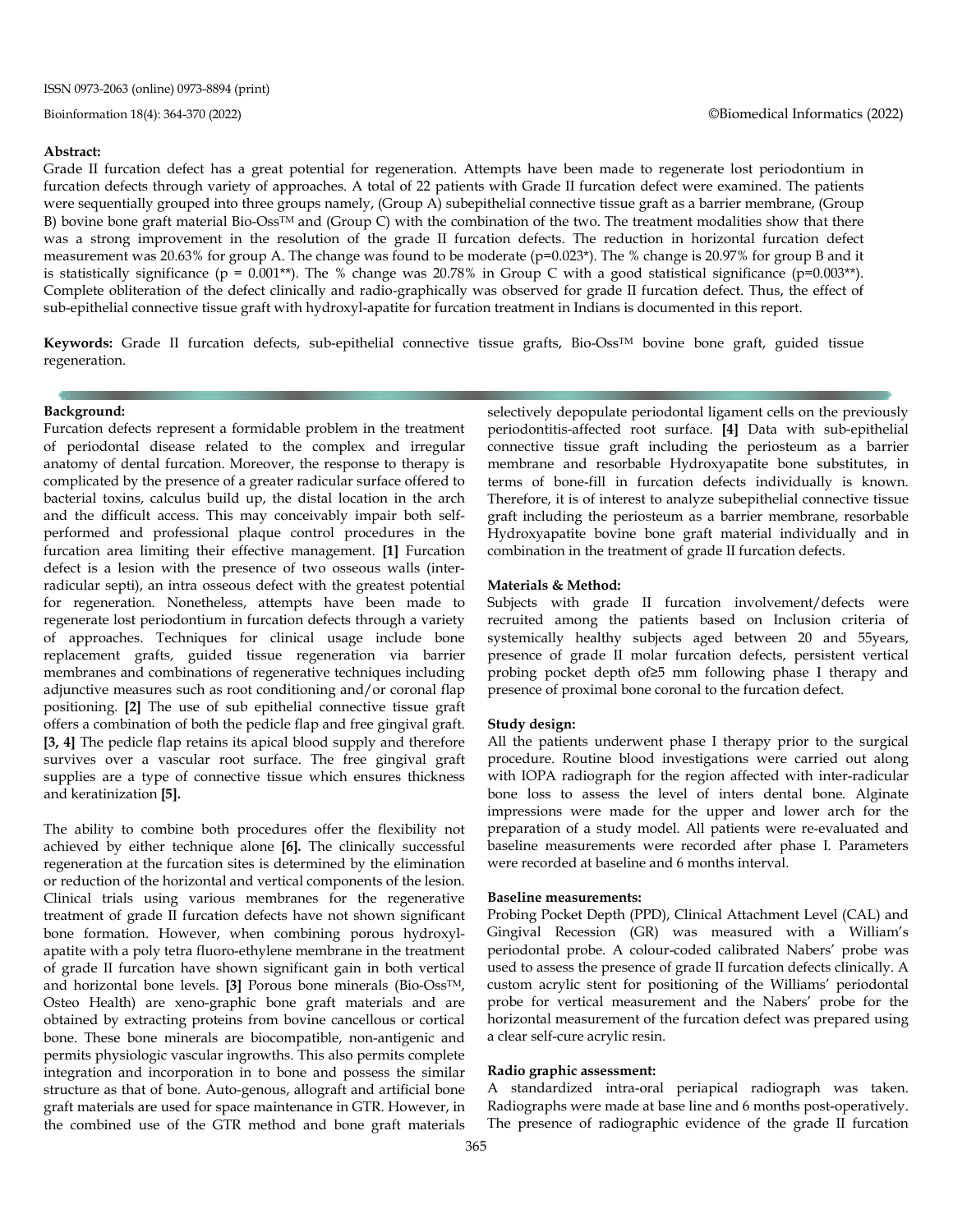**Abstract:**

Grade II furcation defect has a great potential for regeneration. Attempts have been made to regenerate lost periodontium in furcation defects through variety of approaches. A total of 22 patients with Grade II furcation defect were examined. The patients were sequentially grouped into three groups namely, (Group A) subepithelial connective tissue graft as a barrier membrane, (Group B) bovine bone graft material Bio-Oss™ and (Group C) with the combination of the two. The treatment modalities show that there was a strong improvement in the resolution of the grade II furcation defects. The reduction in horizontal furcation defect measurement was 20.63% for group A. The change was found to be moderate (p=0.023*). The % change is 20.97% for group B and it is statistically significance (p = 0.001**). The % change was 20.78% in Group C with a good statistical significance (p=0.003**). Complete obliteration of the defect clinically and radio-graphically was observed for grade II furcation defect. Thus, the effect of sub-epithelial connective tissue graft with hydroxyl-apatite for furcation treatment in Indians is documented in this report.

**Keywords:** Grade II furcation defects, sub-epithelial connective tissue grafts, Bio-Oss™ bovine bone graft, guided tissue regeneration.

**Background:**

Furcation defects represent a formidable problem in the treatment of periodontal disease related to the complex and irregular anatomy of dental furcation. Moreover, the response to therapy is complicated by the presence of a greater radicular surface offered to bacterial toxins, calculus build up, the distal location in the arch and the difficult access. This may conceivably impair both self-performed and professional plaque control procedures in the furcation area limiting their effective management. **[1]** Furcation defect is a lesion with the presence of two osseous walls (inter-radicular septi), an intra osseous defect with the greatest potential for regeneration. Nonetheless, attempts have been made to regenerate lost periodontium in furcation defects through a variety of approaches. Techniques for clinical usage include bone replacement grafts, guided tissue regeneration via barrier membranes and combinations of regenerative techniques including adjunctive measures such as root conditioning and/or coronal flap positioning. **[2]** The use of sub epithelial connective tissue graft offers a combination of both the pedicle flap and free gingival graft. **[3, 4]** The pedicle flap retains its apical blood supply and therefore survives over a vascular root surface. The free gingival graft supplies are a type of connective tissue which ensures thickness and keratinization **[5].**

The ability to combine both procedures offer the flexibility not achieved by either technique alone **[6].** The clinically successful regeneration at the furcation sites is determined by the elimination or reduction of the horizontal and vertical components of the lesion. Clinical trials using various membranes for the regenerative treatment of grade II furcation defects have not shown significant bone formation. However, when combining porous hydroxyl-apatite with a poly tetra fluoro-ethylene membrane in the treatment of grade II furcation have shown significant gain in both vertical and horizontal bone levels. **[3]** Porous bone minerals (Bio-Oss™, Osteo Health) are xeno-graphic bone graft materials and are obtained by extracting proteins from bovine cancellous or cortical bone. These bone minerals are biocompatible, non-antigenic and permits physiologic vascular ingrowths. This also permits complete integration and incorporation in to bone and possess the similar structure as that of bone. Auto-genous, allograft and artificial bone graft materials are used for space maintenance in GTR. However, in the combined use of the GTR method and bone graft materials selectively depopulate periodontal ligament cells on the previously periodontitis-affected root surface. **[4]** Data with sub-epithelial connective tissue graft including the periosteum as a barrier membrane and resorbable Hydroxyapatite bone substitutes, in terms of bone-fill in furcation defects individually is known. Therefore, it is of interest to analyze subepithelial connective tissue graft including the periosteum as a barrier membrane, resorbable Hydroxyapatite bovine bone graft material individually and in combination in the treatment of grade II furcation defects.

**Materials & Method:**

Subjects with grade II furcation involvement/defects were recruited among the patients based on Inclusion criteria of systemically healthy subjects aged between 20 and 55years, presence of grade II molar furcation defects, persistent vertical probing pocket depth of≥5 mm following phase I therapy and presence of proximal bone coronal to the furcation defect.

**Study design:**

All the patients underwent phase I therapy prior to the surgical procedure. Routine blood investigations were carried out along with IOPA radiograph for the region affected with inter-radicular bone loss to assess the level of inters dental bone. Alginate impressions were made for the upper and lower arch for the preparation of a study model. All patients were re-evaluated and baseline measurements were recorded after phase I. Parameters were recorded at baseline and 6 months interval.

**Baseline measurements:**

Probing Pocket Depth (PPD), Clinical Attachment Level (CAL) and Gingival Recession (GR) was measured with a William's periodontal probe. A colour-coded calibrated Nabers' probe was used to assess the presence of grade II furcation defects clinically. A custom acrylic stent for positioning of the Williams' periodontal probe for vertical measurement and the Nabers' probe for the horizontal measurement of the furcation defect was prepared using a clear self-cure acrylic resin.

**Radio graphic assessment:**

A standardized intra-oral periapical radiograph was taken. Radiographs were made at base line and 6 months post-operatively. The presence of radiographic evidence of the grade II furcation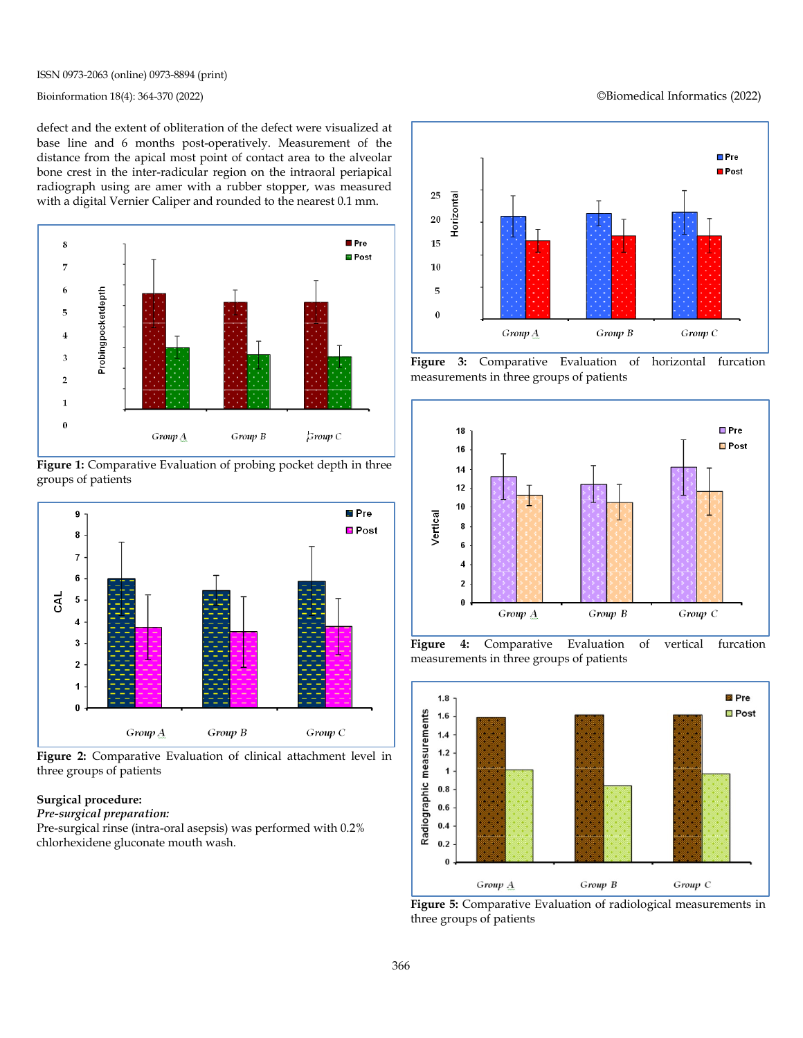defect and the extent of obliteration of the defect were visualized at base line and 6 months post-operatively. Measurement of the distance from the apical most point of contact area to the alveolar bone crest in the inter-radicular region on the intraoral periapical radiograph using are amer with a rubber stopper, was measured with a digital Vernier Caliper and rounded to the nearest 0.1 mm.

**Figure 1:** Comparative Evaluation of probing pocket depth in three groups of patients

**Figure 2:** Comparative Evaluation of clinical attachment level in three groups of patients

**Surgical procedure:**

*Pre-surgical preparation:*

Pre-surgical rinse (intra-oral asepsis) was performed with 0.2% chlorhexidene gluconate mouth wash.

**Figure 3:** Comparative Evaluation of horizontal furcation measurements in three groups of patients

**Figure 4:** Comparative Evaluation of vertical furcation measurements in three groups of patients

**Figure 5:** Comparative Evaluation of radiological measurements in three groups of patients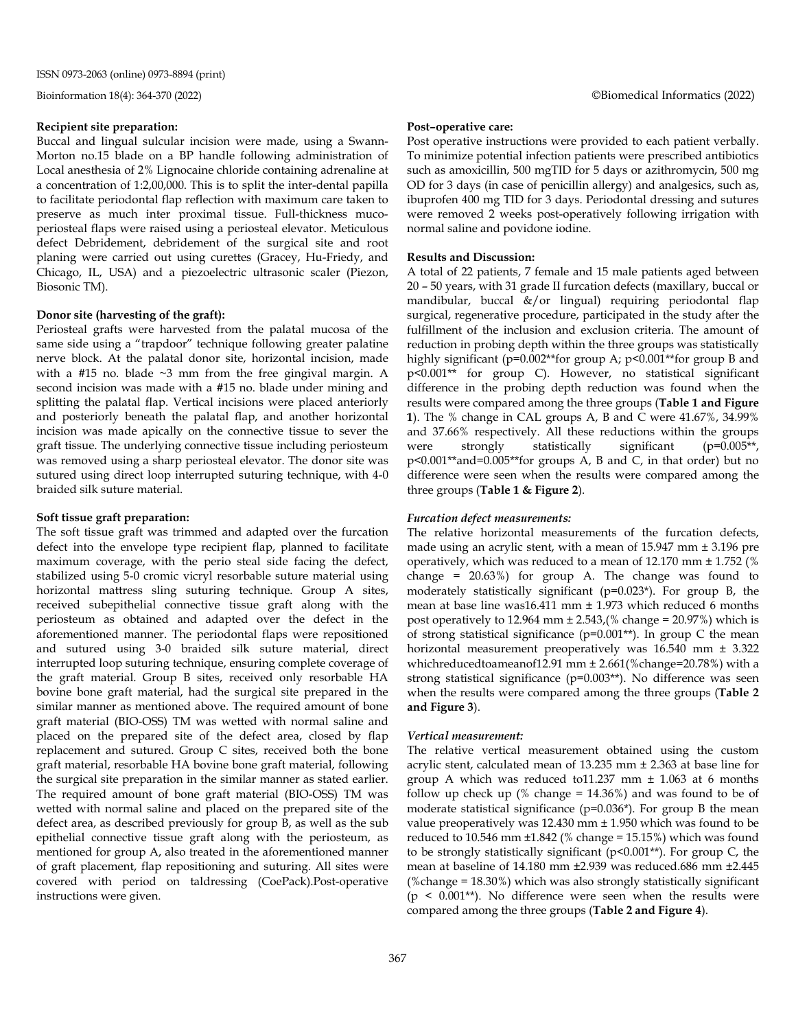**Recipient site preparation:**

Buccal and lingual sulcular incision were made, using a Swann-Morton no.15 blade on a BP handle following administration of Local anesthesia of 2% Lignocaine chloride containing adrenaline at a concentration of 1:2,00,000. This is to split the inter-dental papilla to facilitate periodontal flap reflection with maximum care taken to preserve as much inter proximal tissue. Full-thickness muco-periosteal flaps were raised using a periosteal elevator. Meticulous defect Debridement, debridement of the surgical site and root planing were carried out using curettes (Gracey, Hu-Friedy, and Chicago, IL, USA) and a piezoelectric ultrasonic scaler (Piezon, Biosonic TM).

**Donor site (harvesting of the graft):**

Periosteal grafts were harvested from the palatal mucosa of the same side using a "trapdoor" technique following greater palatine nerve block. At the palatal donor site, horizontal incision, made with a #15 no. blade ~3 mm from the free gingival margin. A second incision was made with a #15 no. blade under mining and splitting the palatal flap. Vertical incisions were placed anteriorly and posteriorly beneath the palatal flap, and another horizontal incision was made apically on the connective tissue to sever the graft tissue. The underlying connective tissue including periosteum was removed using a sharp periosteal elevator. The donor site was sutured using direct loop interrupted suturing technique, with 4-0 braided silk suture material.

**Soft tissue graft preparation:**

The soft tissue graft was trimmed and adapted over the furcation defect into the envelope type recipient flap, planned to facilitate maximum coverage, with the perio steal side facing the defect, stabilized using 5-0 cromic vicryl resorbable suture material using horizontal mattress sling suturing technique. Group A sites, received subepithelial connective tissue graft along with the periosteum as obtained and adapted over the defect in the aforementioned manner. The periodontal flaps were repositioned and sutured using 3-0 braided silk suture material, direct interrupted loop suturing technique, ensuring complete coverage of the graft material. Group B sites, received only resorbable HA bovine bone graft material, had the surgical site prepared in the similar manner as mentioned above. The required amount of bone graft material (BIO-OSS) TM was wetted with normal saline and placed on the prepared site of the defect area, closed by flap replacement and sutured. Group C sites, received both the bone graft material, resorbable HA bovine bone graft material, following the surgical site preparation in the similar manner as stated earlier. The required amount of bone graft material (BIO-OSS) TM was wetted with normal saline and placed on the prepared site of the defect area, as described previously for group B, as well as the sub epithelial connective tissue graft along with the periosteum, as mentioned for group A, also treated in the aforementioned manner of graft placement, flap repositioning and suturing. All sites were covered with period on taldressing (CoePack).Post-operative instructions were given.

**Post–operative care:**

Post operative instructions were provided to each patient verbally. To minimize potential infection patients were prescribed antibiotics such as amoxicillin, 500 mgTID for 5 days or azithromycin, 500 mg OD for 3 days (in case of penicillin allergy) and analgesics, such as, ibuprofen 400 mg TID for 3 days. Periodontal dressing and sutures were removed 2 weeks post-operatively following irrigation with normal saline and povidone iodine.

**Results and Discussion:**

A total of 22 patients, 7 female and 15 male patients aged between 20 – 50 years, with 31 grade II furcation defects (maxillary, buccal or mandibular, buccal &/or lingual) requiring periodontal flap surgical, regenerative procedure, participated in the study after the fulfillment of the inclusion and exclusion criteria. The amount of reduction in probing depth within the three groups was statistically highly significant ($p=0.002$** for group A; $p<0.001$** for group B and $p<0.001$** for group C). However, no statistical significant difference in the probing depth reduction was found when the results were compared among the three groups (**Table 1 and Figure 1**). The % change in CAL groups A, B and C were 41.67%, 34.99% and 37.66% respectively. All these reductions within the groups were strongly statistically significant ($p=0.005$**, $p<0.001$**and=0.005**for groups A, B and C, in that order) but no difference were seen when the results were compared among the three groups (**Table 1 & Figure 2**).

***Furcation defect measurements:***

The relative horizontal measurements of the furcation defects, made using an acrylic stent, with a mean of 15.947 mm ± 3.196 pre operatively, which was reduced to a mean of 12.170 mm ± 1.752 (% change = 20.63%) for group A. The change was found to moderately statistically significant ($p=0.023$*). For group B, the mean at base line was16.411 mm ± 1.973 which reduced 6 months post operatively to 12.964 mm ± 2.543,(% change = 20.97%) which is of strong statistical significance ($p=0.001$**). In group C the mean horizontal measurement preoperatively was 16.540 mm ± 3.322 whichreducedtoameanof12.91 mm ± 2.661(%change=20.78%) with a strong statistical significance ($p=0.003$**). No difference was seen when the results were compared among the three groups (**Table 2 and Figure 3**).

***Vertical measurement:***

The relative vertical measurement obtained using the custom acrylic stent, calculated mean of 13.235 mm ± 2.363 at base line for group A which was reduced to11.237 mm ± 1.063 at 6 months follow up check up (% change = 14.36%) and was found to be of moderate statistical significance ($p=0.036$*). For group B the mean value preoperatively was 12.430 mm ± 1.950 which was found to be reduced to 10.546 mm ±1.842 (% change = 15.15%) which was found to be strongly statistically significant ($p<0.001$**). For group C, the mean at baseline of 14.180 mm ±2.939 was reduced.686 mm ±2.445 (%change = 18.30%) which was also strongly statistically significant ($p < 0.001$**). No difference were seen when the results were compared among the three groups (**Table 2 and Figure 4**).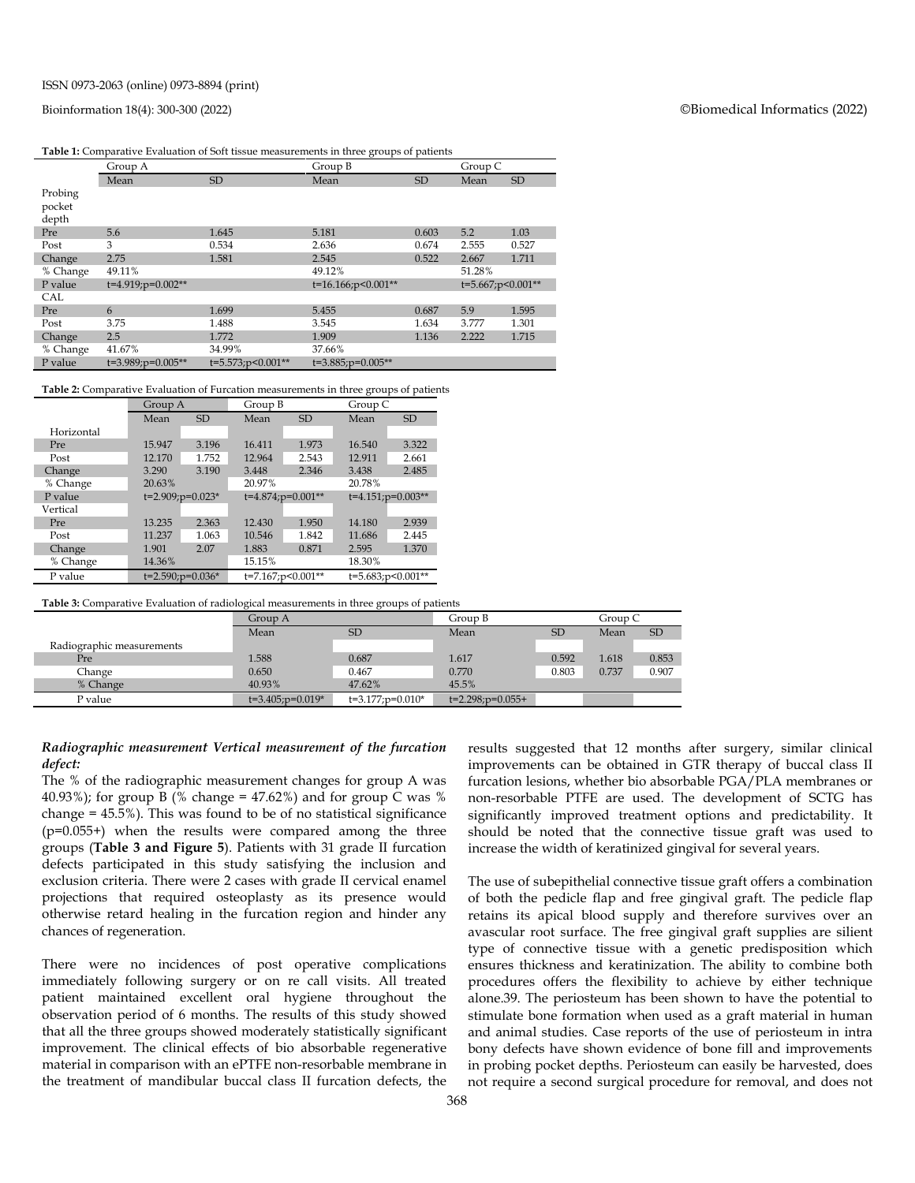**Table 1:** Comparative Evaluation of Soft tissue measurements in three groups of patients

| | Group A | | Group B | | Group C | |
|---|---|---|---|---|---|---|
| | Mean | SD | Mean | SD | Mean | SD |
| Probing pocket depth | | | | | | |
| Pre | 5.6 | 1.645 | 5.181 | 0.603 | 5.2 | 1.03 |
| Post | 3 | 0.534 | 2.636 | 0.674 | 2.555 | 0.527 |
| Change | 2.75 | 1.581 | 2.545 | 0.522 | 2.667 | 1.711 |
| % Change | 49.11% | | 49.12% | | 51.28% | |
| P value | t=4.919;p=0.002** | | t=16.166;p<0.001** | | t=5.667;p<0.001** | |
| CAL | | | | | | |
| Pre | 6 | 1.699 | 5.455 | 0.687 | 5.9 | 1.595 |
| Post | 3.75 | 1.488 | 3.545 | 1.634 | 3.777 | 1.301 |
| Change | 2.5 | 1.772 | 1.909 | 1.136 | 2.222 | 1.715 |
| % Change | 41.67% | 34.99% | 37.66% | | | |
| P value | t=3.989;p=0.005** | t=5.573;p<0.001** | t=3.885;p=0.005** | | | |

**Table 2:** Comparative Evaluation of Furcation measurements in three groups of patients

| | Group A | | Group B | | Group C | |
|---|---|---|---|---|---|---|
| | Mean | SD | Mean | SD | Mean | SD |
| Horizontal | | | | | | |
| Pre | 15.947 | 3.196 | 16.411 | 1.973 | 16.540 | 3.322 |
| Post | 12.170 | 1.752 | 12.964 | 2.543 | 12.911 | 2.661 |
| Change | 3.290 | 3.190 | 3.448 | 2.346 | 3.438 | 2.485 |
| % Change | 20.63% | | 20.97% | | 20.78% | |
| P value | t=2.909;p=0.023* | | t=4.874;p=0.001** | | t=4.151;p=0.003** | |
| Vertical | | | | | | |
| Pre | 13.235 | 2.363 | 12.430 | 1.950 | 14.180 | 2.939 |
| Post | 11.237 | 1.063 | 10.546 | 1.842 | 11.686 | 2.445 |
| Change | 1.901 | 2.07 | 1.883 | 0.871 | 2.595 | 1.370 |
| % Change | 14.36% | | 15.15% | | 18.30% | |
| P value | t=2.590;p=0.036* | | t=7.167;p<0.001** | | t=5.683;p<0.001** | |

**Table 3:** Comparative Evaluation of radiological measurements in three groups of patients

| | Group A | | Group B | | Group C | |
|---|---|---|---|---|---|---|
| | Mean | SD | Mean | SD | Mean | SD |
| Radiographic measurements | | | | | | |
| Pre | 1.588 | 0.687 | 1.617 | 0.592 | 1.618 | 0.853 |
| Change | 0.650 | 0.467 | 0.770 | 0.803 | 0.737 | 0.907 |
| % Change | 40.93% | 47.62% | 45.5% | | | |
| P value | t=3.405;p=0.019* | t=3.177;p=0.010* | t=2.298;p=0.055+ | | | |

***Radiographic measurement Vertical measurement of the furcation defect:***

The % of the radiographic measurement changes for group A was 40.93%); for group B (% change = 47.62%) and for group C was % change = 45.5%). This was found to be of no statistical significance (p=0.055+) when the results were compared among the three groups (**Table 3 and Figure 5**). Patients with 31 grade II furcation defects participated in this study satisfying the inclusion and exclusion criteria. There were 2 cases with grade II cervical enamel projections that required osteoplasty as its presence would otherwise retard healing in the furcation region and hinder any chances of regeneration.

There were no incidences of post operative complications immediately following surgery or on re call visits. All treated patient maintained excellent oral hygiene throughout the observation period of 6 months. The results of this study showed that all the three groups showed moderately statistically significant improvement. The clinical effects of bio absorbable regenerative material in comparison with an ePTFE non-resorbable membrane in the treatment of mandibular buccal class II furcation defects, the results suggested that 12 months after surgery, similar clinical improvements can be obtained in GTR therapy of buccal class II furcation lesions, whether bio absorbable PGA/PLA membranes or non-resorbable PTFE are used. The development of SCTG has significantly improved treatment options and predictability. It should be noted that the connective tissue graft was used to increase the width of keratinized gingival for several years.

The use of subepithelial connective tissue graft offers a combination of both the pedicle flap and free gingival graft. The pedicle flap retains its apical blood supply and therefore survives over an avascular root surface. The free gingival graft supplies are silient type of connective tissue with a genetic predisposition which ensures thickness and keratinization. The ability to combine both procedures offers the flexibility to achieve by either technique alone.39. The periosteum has been shown to have the potential to stimulate bone formation when used as a graft material in human and animal studies. Case reports of the use of periosteum in intra bony defects have shown evidence of bone fill and improvements in probing pocket depths. Periosteum can easily be harvested, does not require a second surgical procedure for removal, and does not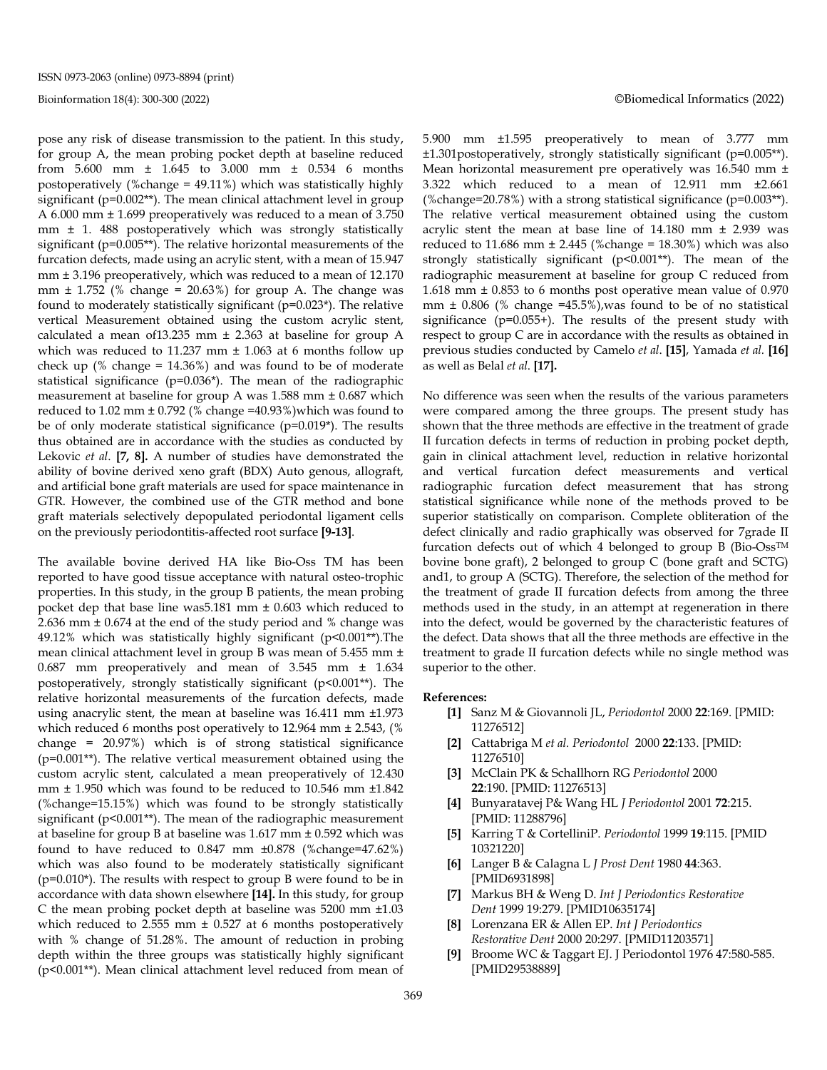pose any risk of disease transmission to the patient. In this study, for group A, the mean probing pocket depth at baseline reduced from 5.600 mm ± 1.645 to 3.000 mm ± 0.534 6 months postoperatively (%change = 49.11%) which was statistically highly significant (p=0.002**). The mean clinical attachment level in group A 6.000 mm ± 1.699 preoperatively was reduced to a mean of 3.750 mm ± 1. 488 postoperatively which was strongly statistically significant (p=0.005**). The relative horizontal measurements of the furcation defects, made using an acrylic stent, with a mean of 15.947 mm ± 3.196 preoperatively, which was reduced to a mean of 12.170 mm ± 1.752 (% change = 20.63%) for group A. The change was found to moderately statistically significant (p=0.023*). The relative vertical Measurement obtained using the custom acrylic stent, calculated a mean of13.235 mm ± 2.363 at baseline for group A which was reduced to 11.237 mm ± 1.063 at 6 months follow up check up (% change = 14.36%) and was found to be of moderate statistical significance (p=0.036*). The mean of the radiographic measurement at baseline for group A was 1.588 mm ± 0.687 which reduced to 1.02 mm ± 0.792 (% change =40.93%)which was found to be of only moderate statistical significance (p=0.019*). The results thus obtained are in accordance with the studies as conducted by Lekovic *et al.* **[7, 8].** A number of studies have demonstrated the ability of bovine derived xeno graft (BDX) Auto genous, allograft, and artificial bone graft materials are used for space maintenance in GTR. However, the combined use of the GTR method and bone graft materials selectively depopulated periodontal ligament cells on the previously periodontitis-affected root surface **[9-13]**.

The available bovine derived HA like Bio-Oss TM has been reported to have good tissue acceptance with natural osteo-trophic properties. In this study, in the group B patients, the mean probing pocket dep that base line was5.181 mm ± 0.603 which reduced to 2.636 mm ± 0.674 at the end of the study period and % change was 49.12% which was statistically highly significant (p<0.001**).The mean clinical attachment level in group B was mean of 5.455 mm ± 0.687 mm preoperatively and mean of 3.545 mm ± 1.634 postoperatively, strongly statistically significant (p<0.001**). The relative horizontal measurements of the furcation defects, made using anacrylic stent, the mean at baseline was 16.411 mm ±1.973 which reduced 6 months post operatively to 12.964 mm ± 2.543, (% change = 20.97%) which is of strong statistical significance (p=0.001**). The relative vertical measurement obtained using the custom acrylic stent, calculated a mean preoperatively of 12.430 mm ± 1.950 which was found to be reduced to 10.546 mm ±1.842 (%change=15.15%) which was found to be strongly statistically significant (p<0.001**). The mean of the radiographic measurement at baseline for group B at baseline was 1.617 mm ± 0.592 which was found to have reduced to 0.847 mm ±0.878 (%change=47.62%) which was also found to be moderately statistically significant (p=0.010*). The results with respect to group B were found to be in accordance with data shown elsewhere **[14].** In this study, for group C the mean probing pocket depth at baseline was 5200 mm ±1.03 which reduced to 2.555 mm ± 0.527 at 6 months postoperatively with % change of 51.28%. The amount of reduction in probing depth within the three groups was statistically highly significant (p<0.001**). Mean clinical attachment level reduced from mean of 5.900 mm ±1.595 preoperatively to mean of 3.777 mm ±1.301postoperatively, strongly statistically significant (p=0.005**). Mean horizontal measurement pre operatively was 16.540 mm ± 3.322 which reduced to a mean of 12.911 mm ±2.661 (%change=20.78%) with a strong statistical significance (p=0.003**). The relative vertical measurement obtained using the custom acrylic stent the mean at base line of 14.180 mm ± 2.939 was reduced to 11.686 mm ± 2.445 (%change = 18.30%) which was also strongly statistically significant (p<0.001**). The mean of the radiographic measurement at baseline for group C reduced from 1.618 mm ± 0.853 to 6 months post operative mean value of 0.970 mm ± 0.806 (% change =45.5%),was found to be of no statistical significance (p=0.055+). The results of the present study with respect to group C are in accordance with the results as obtained in previous studies conducted by Camelo *et al.* **[15]**, Yamada *et al.* **[16]** as well as Belal *et al.* **[17].**

No difference was seen when the results of the various parameters were compared among the three groups. The present study has shown that the three methods are effective in the treatment of grade II furcation defects in terms of reduction in probing pocket depth, gain in clinical attachment level, reduction in relative horizontal and vertical furcation defect measurements and vertical radiographic furcation defect measurement that has strong statistical significance while none of the methods proved to be superior statistically on comparison. Complete obliteration of the defect clinically and radio graphically was observed for 7grade II furcation defects out of which 4 belonged to group B (Bio-Oss™ bovine bone graft), 2 belonged to group C (bone graft and SCTG) and1, to group A (SCTG). Therefore, the selection of the method for the treatment of grade II furcation defects from among the three methods used in the study, in an attempt at regeneration in there into the defect, would be governed by the characteristic features of the defect. Data shows that all the three methods are effective in the treatment to grade II furcation defects while no single method was superior to the other.

**References:**

- **[1]** Sanz M & Giovannoli JL, *Periodontol* 2000 **22**:169. [PMID: 11276512]
- **[2]** Cattabriga M *et al. Periodontol* 2000 **22**:133. [PMID: 11276510]
- **[3]** McClain PK & Schallhorn RG *Periodontol* 2000 **22**:190. [PMID: 11276513]
- **[4]** Bunyaratavej P& Wang HL *J Periodontol* 2001 **72**:215. [PMID: 11288796]
- **[5]** Karring T & CortelliniP. *Periodontol* 1999 **19**:115. [PMID 10321220]
- **[6]** Langer B & Calagna L *J Prost Dent* 1980 **44**:363. [PMID6931898]
- **[7]** Markus BH & Weng D. *Int J Periodontics Restorative Dent* 1999 19:279. [PMID10635174]
- **[8]** Lorenzana ER & Allen EP. *Int J Periodontics Restorative Dent* 2000 20:297. [PMID11203571]
- **[9]** Broome WC & Taggart EJ. J Periodontol 1976 47:580-585. [PMID29538889]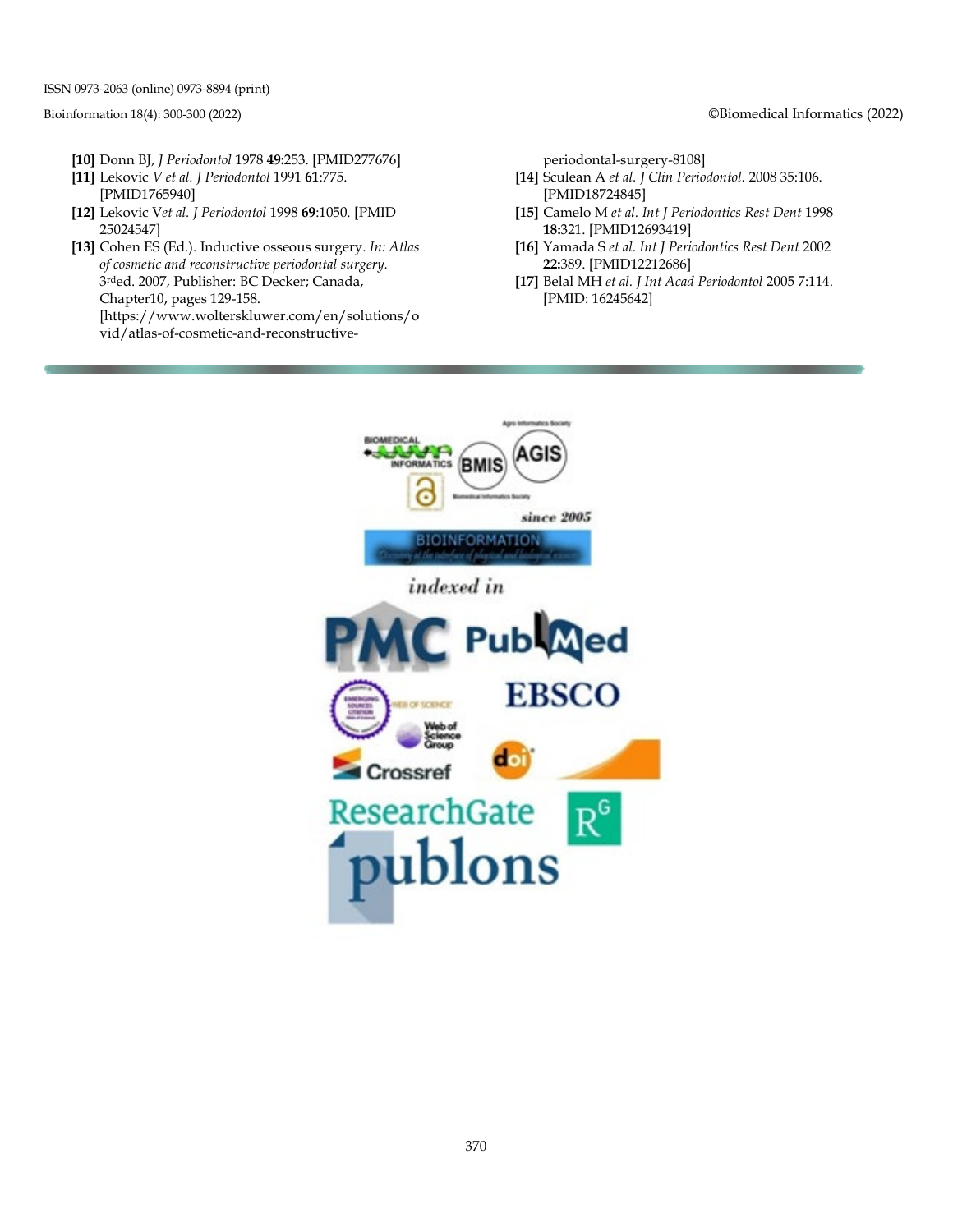**[10]** Donn BJ, *J Periodontol* 1978 **49:**253. [PMID277676]

**[11]** Lekovic *V et al. J Periodontol* 1991 **61**:775. [PMID1765940]

**[12]** Lekovic V*et al. J Periodontol* 1998 **69**:1050. [PMID 25024547]

**[13]** Cohen ES (Ed.). Inductive osseous surgery. *In: Atlas of cosmetic and reconstructive periodontal surgery.* 3rded. 2007, Publisher: BC Decker; Canada, Chapter10, pages 129-158. [https://www.wolterskluwer.com/en/solutions/ovid/atlas-of-cosmetic-and-reconstructive-periodontal-surgery-8108]

**[14]** Sculean A *et al. J Clin Periodontol.* 2008 35:106. [PMID18724845]

**[15]** Camelo M *et al. Int J Periodontics Rest Dent* 1998 **18:**321. [PMID12693419]

**[16]** Yamada S *et al. Int J Periodontics Rest Dent* 2002 **22:**389. [PMID12212686]

**[17]** Belal MH *et al. J Int Acad Periodontol* 2005 7:114. [PMID: 16245642]